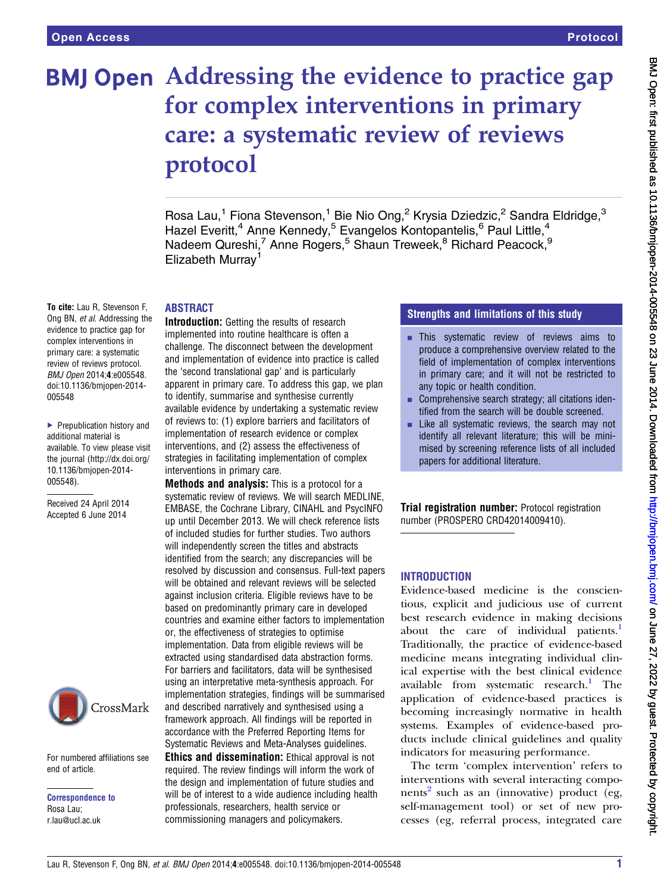# Addressing the evidence to practice gap for complex interventions in primary care: a systematic review of reviews protocol

Rosa Lau,[1] Fiona Stevenson,[1] Bie Nio Ong,[2] Krysia Dziedzic,[2] Sandra Eldridge,[3] Hazel Everitt,[4] Anne Kennedy,[5] Evangelos Kontopantelis,[6] Paul Little,[4] Nadeem Qureshi,[7] Anne Rogers,[5] Shaun Treweek,[8] Richard Peacock,[9] Elizabeth Murray[1]

**To cite:** Lau R, Stevenson F, Ong BN, *et al*. Addressing the evidence to practice gap for complex interventions in primary care: a systematic review of reviews protocol. *BMJ Open* 2014;**4**:e005548. doi:10.1136/bmjopen-2014-005548

▶ Prepublication history and additional material is available. To view please visit the journal (http://dx.doi.org/10.1136/bmjopen-2014-005548).

Received 24 April 2014
Accepted 6 June 2014

For numbered affiliations see end of article.

**Correspondence to**
Rosa Lau;
r.lau@ucl.ac.uk

## ABSTRACT

**Introduction:** Getting the results of research implemented into routine healthcare is often a challenge. The disconnect between the development and implementation of evidence into practice is called the 'second translational gap' and is particularly apparent in primary care. To address this gap, we plan to identify, summarise and synthesise currently available evidence by undertaking a systematic review of reviews to: (1) explore barriers and facilitators of implementation of research evidence or complex interventions, and (2) assess the effectiveness of strategies in facilitating implementation of complex interventions in primary care.

**Methods and analysis:** This is a protocol for a systematic review of reviews. We will search MEDLINE, EMBASE, the Cochrane Library, CINAHL and PsycINFO up until December 2013. We will check reference lists of included studies for further studies. Two authors will independently screen the titles and abstracts identified from the search; any discrepancies will be resolved by discussion and consensus. Full-text papers will be obtained and relevant reviews will be selected against inclusion criteria. Eligible reviews have to be based on predominantly primary care in developed countries and examine either factors to implementation or, the effectiveness of strategies to optimise implementation. Data from eligible reviews will be extracted using standardised data abstraction forms. For barriers and facilitators, data will be synthesised using an interpretative meta-synthesis approach. For implementation strategies, findings will be summarised and described narratively and synthesised using a framework approach. All findings will be reported in accordance with the Preferred Reporting Items for Systematic Reviews and Meta-Analyses guidelines.

**Ethics and dissemination:** Ethical approval is not required. The review findings will inform the work of the design and implementation of future studies and will be of interest to a wide audience including health professionals, researchers, health service or commissioning managers and policymakers.

## Strengths and limitations of this study

- This systematic review of reviews aims to produce a comprehensive overview related to the field of implementation of complex interventions in primary care; and it will not be restricted to any topic or health condition.
- Comprehensive search strategy; all citations identified from the search will be double screened.
- Like all systematic reviews, the search may not identify all relevant literature; this will be minimised by screening reference lists of all included papers for additional literature.

**Trial registration number:** Protocol registration number (PROSPERO CRD42014009410).

## INTRODUCTION

Evidence-based medicine is the conscientious, explicit and judicious use of current best research evidence in making decisions about the care of individual patients.[1] Traditionally, the practice of evidence-based medicine means integrating individual clinical expertise with the best clinical evidence available from systematic research.[1] The application of evidence-based practices is becoming increasingly normative in health systems. Examples of evidence-based products include clinical guidelines and quality indicators for measuring performance.

The term 'complex intervention' refers to interventions with several interacting components[2] such as an (innovative) product (eg, self-management tool) or set of new processes (eg, referral process, integrated care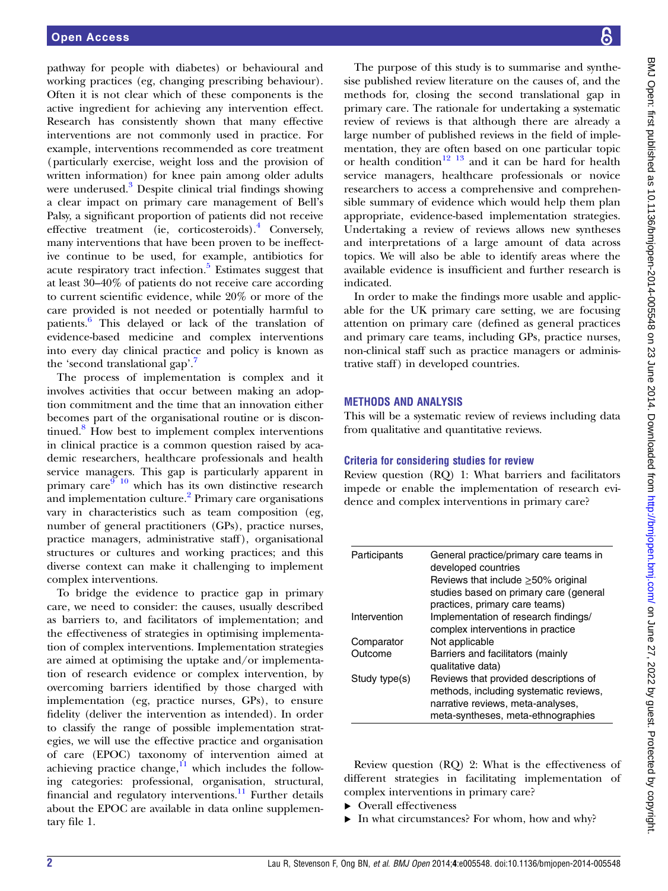pathway for people with diabetes) or behavioural and working practices (eg, changing prescribing behaviour). Often it is not clear which of these components is the active ingredient for achieving any intervention effect. Research has consistently shown that many effective interventions are not commonly used in practice. For example, interventions recommended as core treatment (particularly exercise, weight loss and the provision of written information) for knee pain among older adults were underused.[3] Despite clinical trial findings showing a clear impact on primary care management of Bell's Palsy, a significant proportion of patients did not receive effective treatment (ie, corticosteroids).[4] Conversely, many interventions that have been proven to be ineffective continue to be used, for example, antibiotics for acute respiratory tract infection.[5] Estimates suggest that at least 30–40% of patients do not receive care according to current scientific evidence, while 20% or more of the care provided is not needed or potentially harmful to patients.[6] This delayed or lack of the translation of evidence-based medicine and complex interventions into every day clinical practice and policy is known as the 'second translational gap'.[7]

The process of implementation is complex and it involves activities that occur between making an adoption commitment and the time that an innovation either becomes part of the organisational routine or is discontinued.[8] How best to implement complex interventions in clinical practice is a common question raised by academic researchers, healthcare professionals and health service managers. This gap is particularly apparent in primary care[9 10] which has its own distinctive research and implementation culture.[2] Primary care organisations vary in characteristics such as team composition (eg, number of general practitioners (GPs), practice nurses, practice managers, administrative staff), organisational structures or cultures and working practices; and this diverse context can make it challenging to implement complex interventions.

To bridge the evidence to practice gap in primary care, we need to consider: the causes, usually described as barriers to, and facilitators of implementation; and the effectiveness of strategies in optimising implementation of complex interventions. Implementation strategies are aimed at optimising the uptake and/or implementation of research evidence or complex intervention, by overcoming barriers identified by those charged with implementation (eg, practice nurses, GPs), to ensure fidelity (deliver the intervention as intended). In order to classify the range of possible implementation strategies, we will use the effective practice and organisation of care (EPOC) taxonomy of intervention aimed at achieving practice change,[11] which includes the following categories: professional, organisation, structural, financial and regulatory interventions.[11] Further details about the EPOC are available in data online supplementary file 1.

The purpose of this study is to summarise and synthesise published review literature on the causes of, and the methods for, closing the second translational gap in primary care. The rationale for undertaking a systematic review of reviews is that although there are already a large number of published reviews in the field of implementation, they are often based on one particular topic or health condition[12 13] and it can be hard for health service managers, healthcare professionals or novice researchers to access a comprehensive and comprehensible summary of evidence which would help them plan appropriate, evidence-based implementation strategies. Undertaking a review of reviews allows new syntheses and interpretations of a large amount of data across topics. We will also be able to identify areas where the available evidence is insufficient and further research is indicated.

In order to make the findings more usable and applicable for the UK primary care setting, we are focusing attention on primary care (defined as general practices and primary care teams, including GPs, practice nurses, non-clinical staff such as practice managers or administrative staff) in developed countries.

## METHODS AND ANALYSIS

This will be a systematic review of reviews including data from qualitative and quantitative reviews.

### Criteria for considering studies for review

Review question (RQ) 1: What barriers and facilitators impede or enable the implementation of research evidence and complex interventions in primary care?

| | |
|---|---|
| Participants | General practice/primary care teams in developed countries<br>Reviews that include ≥50% original studies based on primary care (general practices, primary care teams) |
| Intervention | Implementation of research findings/ complex interventions in practice |
| Comparator | Not applicable |
| Outcome | Barriers and facilitators (mainly qualitative data) |
| Study type(s) | Reviews that provided descriptions of methods, including systematic reviews, narrative reviews, meta-analyses, meta-syntheses, meta-ethnographies |

Review question (RQ) 2: What is the effectiveness of different strategies in facilitating implementation of complex interventions in primary care?

- Overall effectiveness
- In what circumstances? For whom, how and why?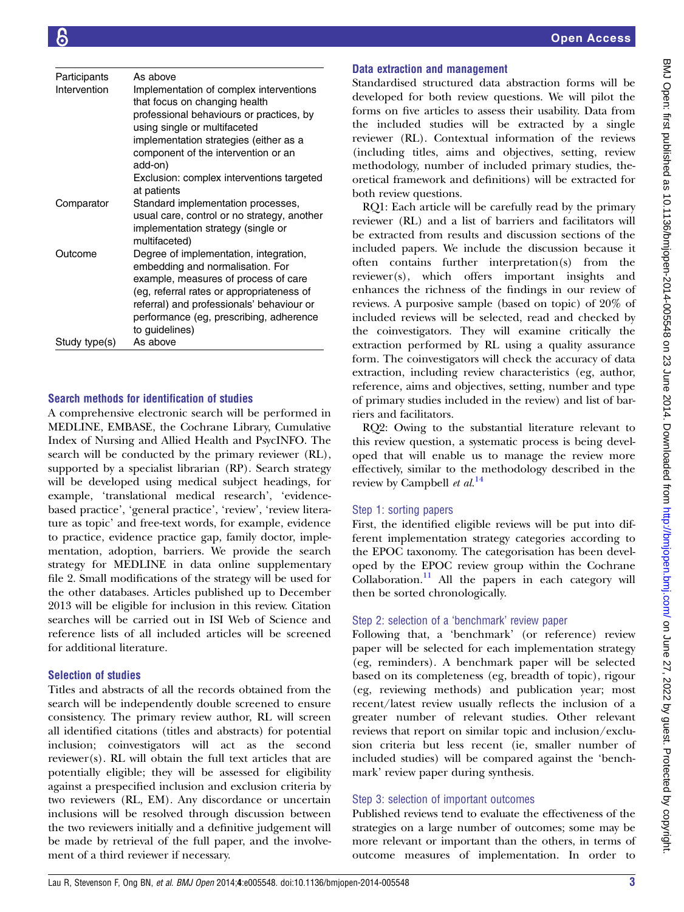| | |
|---|---|
| Participants | As above |
| Intervention | Implementation of complex interventions that focus on changing health professional behaviours or practices, by using single or multifaceted implementation strategies (either as a component of the intervention or an add-on)<br>Exclusion: complex interventions targeted at patients |
| Comparator | Standard implementation processes, usual care, control or no strategy, another implementation strategy (single or multifaceted) |
| Outcome | Degree of implementation, integration, embedding and normalisation. For example, measures of process of care (eg, referral rates or appropriateness of referral) and professionals' behaviour or performance (eg, prescribing, adherence to guidelines) |
| Study type(s) | As above |

### Search methods for identification of studies

A comprehensive electronic search will be performed in MEDLINE, EMBASE, the Cochrane Library, Cumulative Index of Nursing and Allied Health and PsycINFO. The search will be conducted by the primary reviewer (RL), supported by a specialist librarian (RP). Search strategy will be developed using medical subject headings, for example, 'translational medical research', 'evidence-based practice', 'general practice', 'review', 'review literature as topic' and free-text words, for example, evidence to practice, evidence practice gap, family doctor, implementation, adoption, barriers. We provide the search strategy for MEDLINE in data online supplementary file 2. Small modifications of the strategy will be used for the other databases. Articles published up to December 2013 will be eligible for inclusion in this review. Citation searches will be carried out in ISI Web of Science and reference lists of all included articles will be screened for additional literature.

### Selection of studies

Titles and abstracts of all the records obtained from the search will be independently double screened to ensure consistency. The primary review author, RL will screen all identified citations (titles and abstracts) for potential inclusion; coinvestigators will act as the second reviewer(s). RL will obtain the full text articles that are potentially eligible; they will be assessed for eligibility against a prespecified inclusion and exclusion criteria by two reviewers (RL, EM). Any discordance or uncertain inclusions will be resolved through discussion between the two reviewers initially and a definitive judgement will be made by retrieval of the full paper, and the involvement of a third reviewer if necessary.

### Data extraction and management

Standardised structured data abstraction forms will be developed for both review questions. We will pilot the forms on five articles to assess their usability. Data from the included studies will be extracted by a single reviewer (RL). Contextual information of the reviews (including titles, aims and objectives, setting, review methodology, number of included primary studies, theoretical framework and definitions) will be extracted for both review questions.

RQ1: Each article will be carefully read by the primary reviewer (RL) and a list of barriers and facilitators will be extracted from results and discussion sections of the included papers. We include the discussion because it often contains further interpretation(s) from the reviewer(s), which offers important insights and enhances the richness of the findings in our review of reviews. A purposive sample (based on topic) of 20% of included reviews will be selected, read and checked by the coinvestigators. They will examine critically the extraction performed by RL using a quality assurance form. The coinvestigators will check the accuracy of data extraction, including review characteristics (eg, author, reference, aims and objectives, setting, number and type of primary studies included in the review) and list of barriers and facilitators.

RQ2: Owing to the substantial literature relevant to this review question, a systematic process is being developed that will enable us to manage the review more effectively, similar to the methodology described in the review by Campbell *et al*.[14]

#### Step 1: sorting papers

First, the identified eligible reviews will be put into different implementation strategy categories according to the EPOC taxonomy. The categorisation has been developed by the EPOC review group within the Cochrane Collaboration.[11] All the papers in each category will then be sorted chronologically.

#### Step 2: selection of a 'benchmark' review paper

Following that, a 'benchmark' (or reference) review paper will be selected for each implementation strategy (eg, reminders). A benchmark paper will be selected based on its completeness (eg, breadth of topic), rigour (eg, reviewing methods) and publication year; most recent/latest review usually reflects the inclusion of a greater number of relevant studies. Other relevant reviews that report on similar topic and inclusion/exclusion criteria but less recent (ie, smaller number of included studies) will be compared against the 'benchmark' review paper during synthesis.

#### Step 3: selection of important outcomes

Published reviews tend to evaluate the effectiveness of the strategies on a large number of outcomes; some may be more relevant or important than the others, in terms of outcome measures of implementation. In order to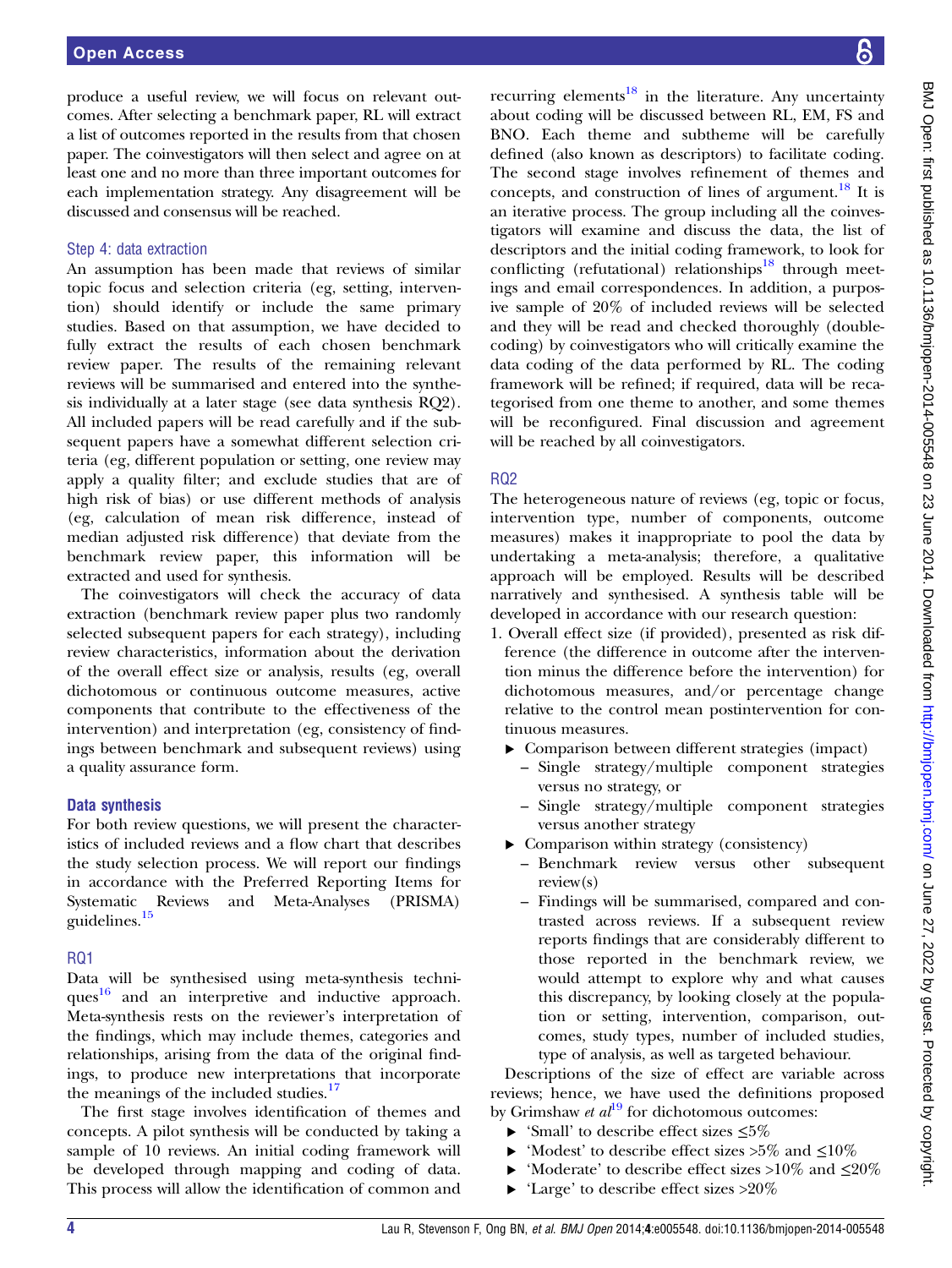produce a useful review, we will focus on relevant outcomes. After selecting a benchmark paper, RL will extract a list of outcomes reported in the results from that chosen paper. The coinvestigators will then select and agree on at least one and no more than three important outcomes for each implementation strategy. Any disagreement will be discussed and consensus will be reached.

### Step 4: data extraction

An assumption has been made that reviews of similar topic focus and selection criteria (eg, setting, intervention) should identify or include the same primary studies. Based on that assumption, we have decided to fully extract the results of each chosen benchmark review paper. The results of the remaining relevant reviews will be summarised and entered into the synthesis individually at a later stage (see data synthesis RQ2). All included papers will be read carefully and if the subsequent papers have a somewhat different selection criteria (eg, different population or setting, one review may apply a quality filter; and exclude studies that are of high risk of bias) or use different methods of analysis (eg, calculation of mean risk difference, instead of median adjusted risk difference) that deviate from the benchmark review paper, this information will be extracted and used for synthesis.

The coinvestigators will check the accuracy of data extraction (benchmark review paper plus two randomly selected subsequent papers for each strategy), including review characteristics, information about the derivation of the overall effect size or analysis, results (eg, overall dichotomous or continuous outcome measures, active components that contribute to the effectiveness of the intervention) and interpretation (eg, consistency of findings between benchmark and subsequent reviews) using a quality assurance form.

## Data synthesis

For both review questions, we will present the characteristics of included reviews and a flow chart that describes the study selection process. We will report our findings in accordance with the Preferred Reporting Items for Systematic Reviews and Meta-Analyses (PRISMA) guidelines.[15]

### RQ1

Data will be synthesised using meta-synthesis techniques[16] and an interpretive and inductive approach. Meta-synthesis rests on the reviewer's interpretation of the findings, which may include themes, categories and relationships, arising from the data of the original findings, to produce new interpretations that incorporate the meanings of the included studies.[17]

The first stage involves identification of themes and concepts. A pilot synthesis will be conducted by taking a sample of 10 reviews. An initial coding framework will be developed through mapping and coding of data. This process will allow the identification of common and recurring elements[18] in the literature. Any uncertainty about coding will be discussed between RL, EM, FS and BNO. Each theme and subtheme will be carefully defined (also known as descriptors) to facilitate coding. The second stage involves refinement of themes and concepts, and construction of lines of argument.[18] It is an iterative process. The group including all the coinvestigators will examine and discuss the data, the list of descriptors and the initial coding framework, to look for conflicting (refutational) relationships[18] through meetings and email correspondences. In addition, a purposive sample of 20% of included reviews will be selected and they will be read and checked thoroughly (double-coding) by coinvestigators who will critically examine the data coding of the data performed by RL. The coding framework will be refined; if required, data will be recategorised from one theme to another, and some themes will be reconfigured. Final discussion and agreement will be reached by all coinvestigators.

### RQ2

The heterogeneous nature of reviews (eg, topic or focus, intervention type, number of components, outcome measures) makes it inappropriate to pool the data by undertaking a meta-analysis; therefore, a qualitative approach will be employed. Results will be described narratively and synthesised. A synthesis table will be developed in accordance with our research question:

1. Overall effect size (if provided), presented as risk difference (the difference in outcome after the intervention minus the difference before the intervention) for dichotomous measures, and/or percentage change relative to the control mean postintervention for continuous measures.
   - Comparison between different strategies (impact)
     - Single strategy/multiple component strategies versus no strategy, or
     - Single strategy/multiple component strategies versus another strategy
   - Comparison within strategy (consistency)
     - Benchmark review versus other subsequent review(s)
     - Findings will be summarised, compared and contrasted across reviews. If a subsequent review reports findings that are considerably different to those reported in the benchmark review, we would attempt to explore why and what causes this discrepancy, by looking closely at the population or setting, intervention, comparison, outcomes, study types, number of included studies, type of analysis, as well as targeted behaviour.

Descriptions of the size of effect are variable across reviews; hence, we have used the definitions proposed by Grimshaw *et al*[19] for dichotomous outcomes:

- 'Small' to describe effect sizes ≤5%
- 'Modest' to describe effect sizes >5% and ≤10%
- 'Moderate' to describe effect sizes >10% and ≤20%
- 'Large' to describe effect sizes >20%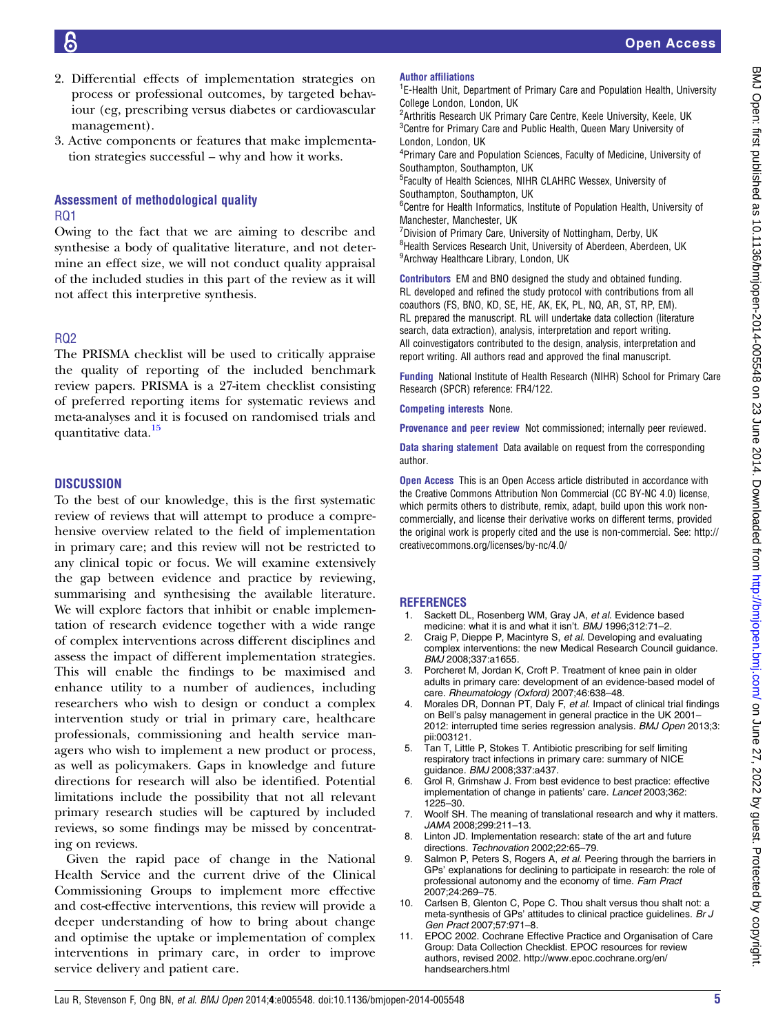2. Differential effects of implementation strategies on process or professional outcomes, by targeted behaviour (eg, prescribing versus diabetes or cardiovascular management).
3. Active components or features that make implementation strategies successful – why and how it works.

### Assessment of methodological quality

#### RQ1

Owing to the fact that we are aiming to describe and synthesise a body of qualitative literature, and not determine an effect size, we will not conduct quality appraisal of the included studies in this part of the review as it will not affect this interpretive synthesis.

#### RQ2

The PRISMA checklist will be used to critically appraise the quality of reporting of the included benchmark review papers. PRISMA is a 27-item checklist consisting of preferred reporting items for systematic reviews and meta-analyses and it is focused on randomised trials and quantitative data.[15]

## DISCUSSION

To the best of our knowledge, this is the first systematic review of reviews that will attempt to produce a comprehensive overview related to the field of implementation in primary care; and this review will not be restricted to any clinical topic or focus. We will examine extensively the gap between evidence and practice by reviewing, summarising and synthesising the available literature. We will explore factors that inhibit or enable implementation of research evidence together with a wide range of complex interventions across different disciplines and assess the impact of different implementation strategies. This will enable the findings to be maximised and enhance utility to a number of audiences, including researchers who wish to design or conduct a complex intervention study or trial in primary care, healthcare professionals, commissioning and health service managers who wish to implement a new product or process, as well as policymakers. Gaps in knowledge and future directions for research will also be identified. Potential limitations include the possibility that not all relevant primary research studies will be captured by included reviews, so some findings may be missed by concentrating on reviews.

Given the rapid pace of change in the National Health Service and the current drive of the Clinical Commissioning Groups to implement more effective and cost-effective interventions, this review will provide a deeper understanding of how to bring about change and optimise the uptake or implementation of complex interventions in primary care, in order to improve service delivery and patient care.

**Author affiliations**
[1]E-Health Unit, Department of Primary Care and Population Health, University College London, London, UK
[2]Arthritis Research UK Primary Care Centre, Keele University, Keele, UK
[3]Centre for Primary Care and Public Health, Queen Mary University of London, London, UK
[4]Primary Care and Population Sciences, Faculty of Medicine, University of Southampton, Southampton, UK
[5]Faculty of Health Sciences, NIHR CLAHRC Wessex, University of Southampton, Southampton, UK
[6]Centre for Health Informatics, Institute of Population Health, University of Manchester, Manchester, UK
[7]Division of Primary Care, University of Nottingham, Derby, UK
[8]Health Services Research Unit, University of Aberdeen, Aberdeen, UK
[9]Archway Healthcare Library, London, UK

**Contributors** EM and BNO designed the study and obtained funding. RL developed and refined the study protocol with contributions from all coauthors (FS, BNO, KD, SE, HE, AK, EK, PL, NQ, AR, ST, RP, EM). RL prepared the manuscript. RL will undertake data collection (literature search, data extraction), analysis, interpretation and report writing. All coinvestigators contributed to the design, analysis, interpretation and report writing. All authors read and approved the final manuscript.

**Funding** National Institute of Health Research (NIHR) School for Primary Care Research (SPCR) reference: FR4/122.

**Competing interests** None.

**Provenance and peer review** Not commissioned; internally peer reviewed.

**Data sharing statement** Data available on request from the corresponding author.

**Open Access** This is an Open Access article distributed in accordance with the Creative Commons Attribution Non Commercial (CC BY-NC 4.0) license, which permits others to distribute, remix, adapt, build upon this work non-commercially, and license their derivative works on different terms, provided the original work is properly cited and the use is non-commercial. See: http://creativecommons.org/licenses/by-nc/4.0/

## REFERENCES

1. Sackett DL, Rosenberg WM, Gray JA, *et al.* Evidence based medicine: what it is and what it isn't. *BMJ* 1996;312:71–2.
2. Craig P, Dieppe P, Macintyre S, *et al.* Developing and evaluating complex interventions: the new Medical Research Council guidance. *BMJ* 2008;337:a1655.
3. Porcheret M, Jordan K, Croft P. Treatment of knee pain in older adults in primary care: development of an evidence-based model of care. *Rheumatology (Oxford)* 2007;46:638–48.
4. Morales DR, Donnan PT, Daly F, *et al.* Impact of clinical trial findings on Bell's palsy management in general practice in the UK 2001–2012: interrupted time series regression analysis. *BMJ Open* 2013;3: pii:003121.
5. Tan T, Little P, Stokes T. Antibiotic prescribing for self limiting respiratory tract infections in primary care: summary of NICE guidance. *BMJ* 2008;337:a437.
6. Grol R, Grimshaw J. From best evidence to best practice: effective implementation of change in patients' care. *Lancet* 2003;362: 1225–30.
7. Woolf SH. The meaning of translational research and why it matters. *JAMA* 2008;299:211–13.
8. Linton JD. Implementation research: state of the art and future directions. *Technovation* 2002;22:65–79.
9. Salmon P, Peters S, Rogers A, *et al.* Peering through the barriers in GPs' explanations for declining to participate in research: the role of professional autonomy and the economy of time. *Fam Pract* 2007;24:269–75.
10. Carlsen B, Glenton C, Pope C. Thou shalt versus thou shalt not: a meta-synthesis of GPs' attitudes to clinical practice guidelines. *Br J Gen Pract* 2007;57:971–8.
11. EPOC 2002. Cochrane Effective Practice and Organisation of Care Group: Data Collection Checklist. EPOC resources for review authors, revised 2002. http://www.epoc.cochrane.org/en/handsearchers.html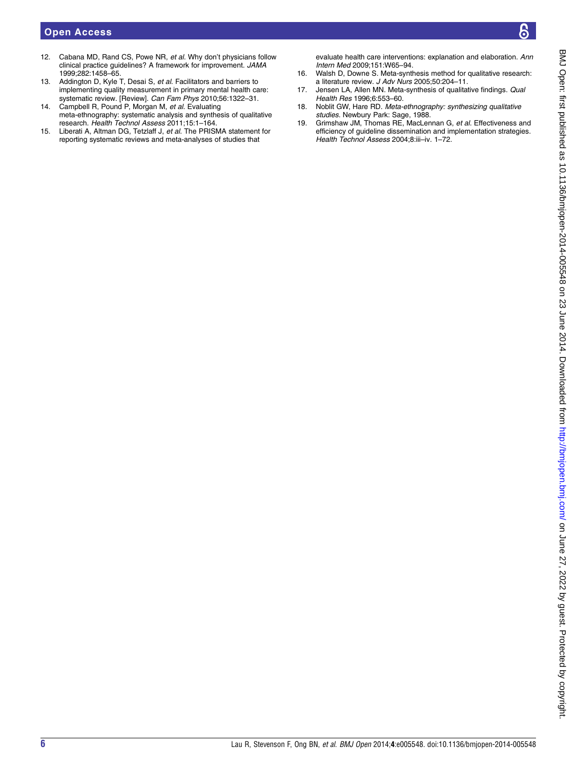12. Cabana MD, Rand CS, Powe NR, *et al*. Why don't physicians follow clinical practice guidelines? A framework for improvement. *JAMA* 1999;282:1458–65.
13. Addington D, Kyle T, Desai S, *et al*. Facilitators and barriers to implementing quality measurement in primary mental health care: systematic review. [Review]. *Can Fam Phys* 2010;56:1322–31.
14. Campbell R, Pound P, Morgan M, *et al*. Evaluating meta-ethnography: systematic analysis and synthesis of qualitative research. *Health Technol Assess* 2011;15:1–164.
15. Liberati A, Altman DG, Tetzlaff J, *et al*. The PRISMA statement for reporting systematic reviews and meta-analyses of studies that evaluate health care interventions: explanation and elaboration. *Ann Intern Med* 2009;151:W65–94.
16. Walsh D, Downe S. Meta-synthesis method for qualitative research: a literature review. *J Adv Nurs* 2005;50:204–11.
17. Jensen LA, Allen MN. Meta-synthesis of qualitative findings. *Qual Health Res* 1996;6:553–60.
18. Noblit GW, Hare RD. *Meta-ethnography: synthesizing qualitative studies*. Newbury Park: Sage, 1988.
19. Grimshaw JM, Thomas RE, MacLennan G, *et al*. Effectiveness and efficiency of guideline dissemination and implementation strategies. *Health Technol Assess* 2004;8:iii–iv. 1–72.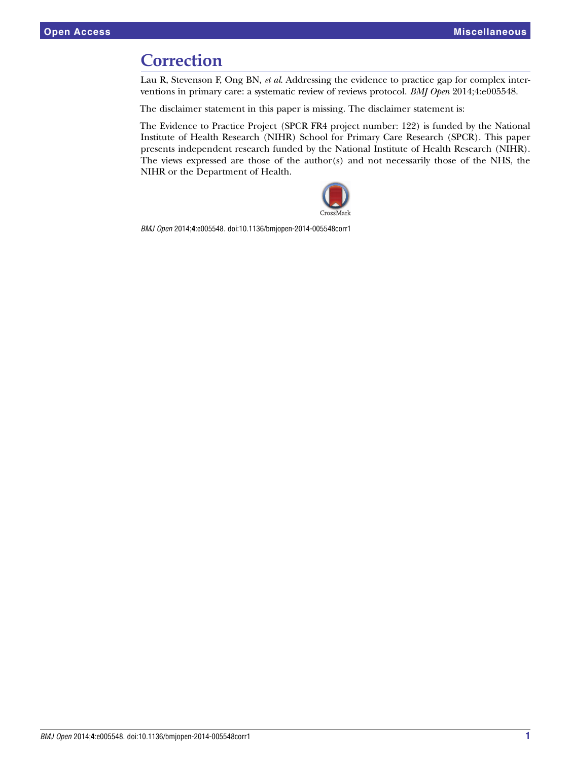# Correction

Lau R, Stevenson F, Ong BN, *et al*. Addressing the evidence to practice gap for complex interventions in primary care: a systematic review of reviews protocol. *BMJ Open* 2014;4:e005548.

The disclaimer statement in this paper is missing. The disclaimer statement is:

The Evidence to Practice Project (SPCR FR4 project number: 122) is funded by the National Institute of Health Research (NIHR) School for Primary Care Research (SPCR). This paper presents independent research funded by the National Institute of Health Research (NIHR). The views expressed are those of the author(s) and not necessarily those of the NHS, the NIHR or the Department of Health.

*BMJ Open* 2014;**4**:e005548. doi:10.1136/bmjopen-2014-005548corr1